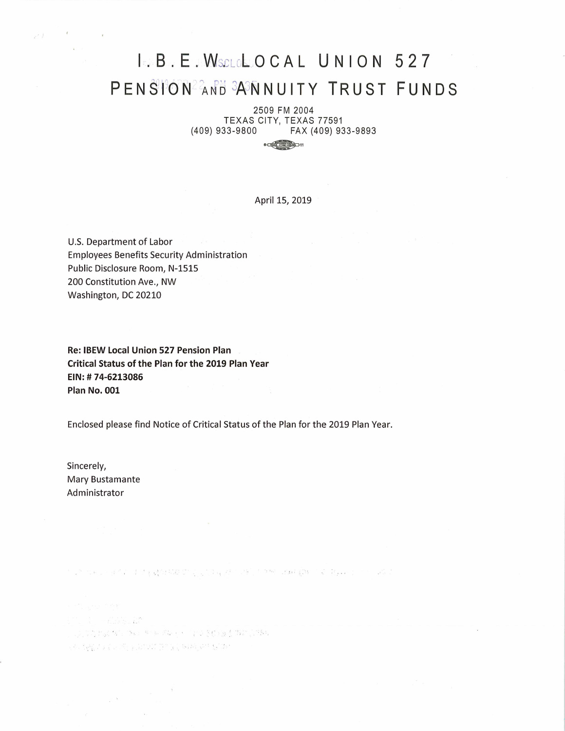# I.B.E.W. LOCAL UNION 527
# PENSION AND ANNUITY TRUST FUNDS

2509 FM 2004
TEXAS CITY, TEXAS 77591
(409) 933-9800 FAX (409) 933-9893

April 15, 2019

U.S. Department of Labor
Employees Benefits Security Administration
Public Disclosure Room, N-1515
200 Constitution Ave., NW
Washington, DC 20210

**Re: IBEW Local Union 527 Pension Plan**
**Critical Status of the Plan for the 2019 Plan Year**
**EIN: # 74-6213086**
**Plan No. 001**

Enclosed please find Notice of Critical Status of the Plan for the 2019 Plan Year.

Sincerely,
Mary Bustamante
Administrator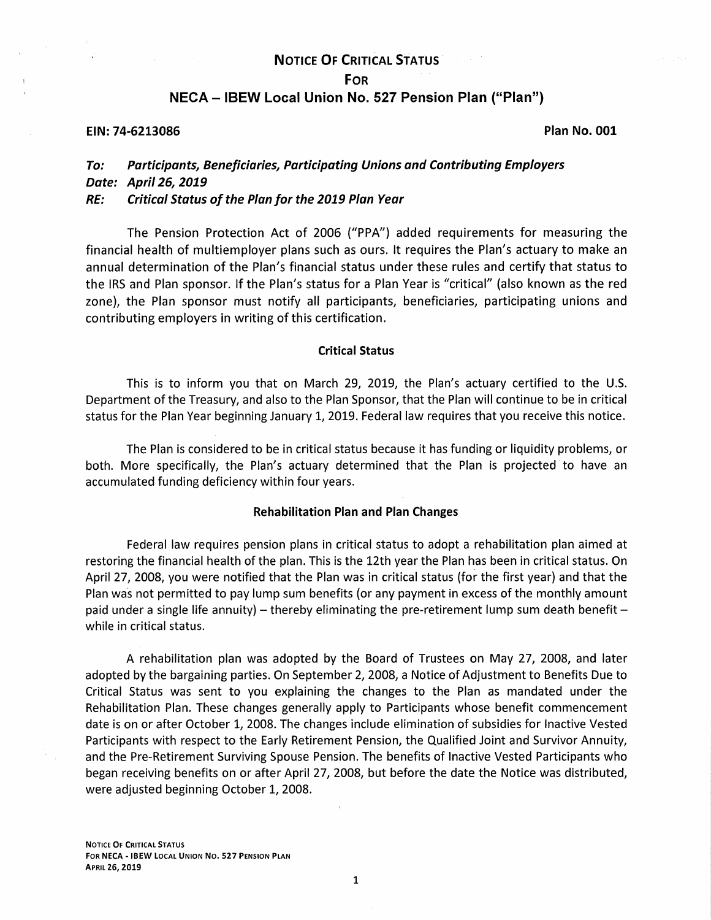# Notice Of Critical Status

## For

## NECA – IBEW Local Union No. 527 Pension Plan ("Plan")

**EIN: 74-6213086** **Plan No. 001**

***To: Participants, Beneficiaries, Participating Unions and Contributing Employers***
***Date: April 26, 2019***
***RE: Critical Status of the Plan for the 2019 Plan Year***

The Pension Protection Act of 2006 ("PPA") added requirements for measuring the financial health of multiemployer plans such as ours. It requires the Plan's actuary to make an annual determination of the Plan's financial status under these rules and certify that status to the IRS and Plan sponsor. If the Plan's status for a Plan Year is "critical" (also known as the red zone), the Plan sponsor must notify all participants, beneficiaries, participating unions and contributing employers in writing of this certification.

### Critical Status

This is to inform you that on March 29, 2019, the Plan's actuary certified to the U.S. Department of the Treasury, and also to the Plan Sponsor, that the Plan will continue to be in critical status for the Plan Year beginning January 1, 2019. Federal law requires that you receive this notice.

The Plan is considered to be in critical status because it has funding or liquidity problems, or both. More specifically, the Plan's actuary determined that the Plan is projected to have an accumulated funding deficiency within four years.

### Rehabilitation Plan and Plan Changes

Federal law requires pension plans in critical status to adopt a rehabilitation plan aimed at restoring the financial health of the plan. This is the 12th year the Plan has been in critical status. On April 27, 2008, you were notified that the Plan was in critical status (for the first year) and that the Plan was not permitted to pay lump sum benefits (or any payment in excess of the monthly amount paid under a single life annuity) – thereby eliminating the pre-retirement lump sum death benefit – while in critical status.

A rehabilitation plan was adopted by the Board of Trustees on May 27, 2008, and later adopted by the bargaining parties. On September 2, 2008, a Notice of Adjustment to Benefits Due to Critical Status was sent to you explaining the changes to the Plan as mandated under the Rehabilitation Plan. These changes generally apply to Participants whose benefit commencement date is on or after October 1, 2008. The changes include elimination of subsidies for Inactive Vested Participants with respect to the Early Retirement Pension, the Qualified Joint and Survivor Annuity, and the Pre-Retirement Surviving Spouse Pension. The benefits of Inactive Vested Participants who began receiving benefits on or after April 27, 2008, but before the date the Notice was distributed, were adjusted beginning October 1, 2008.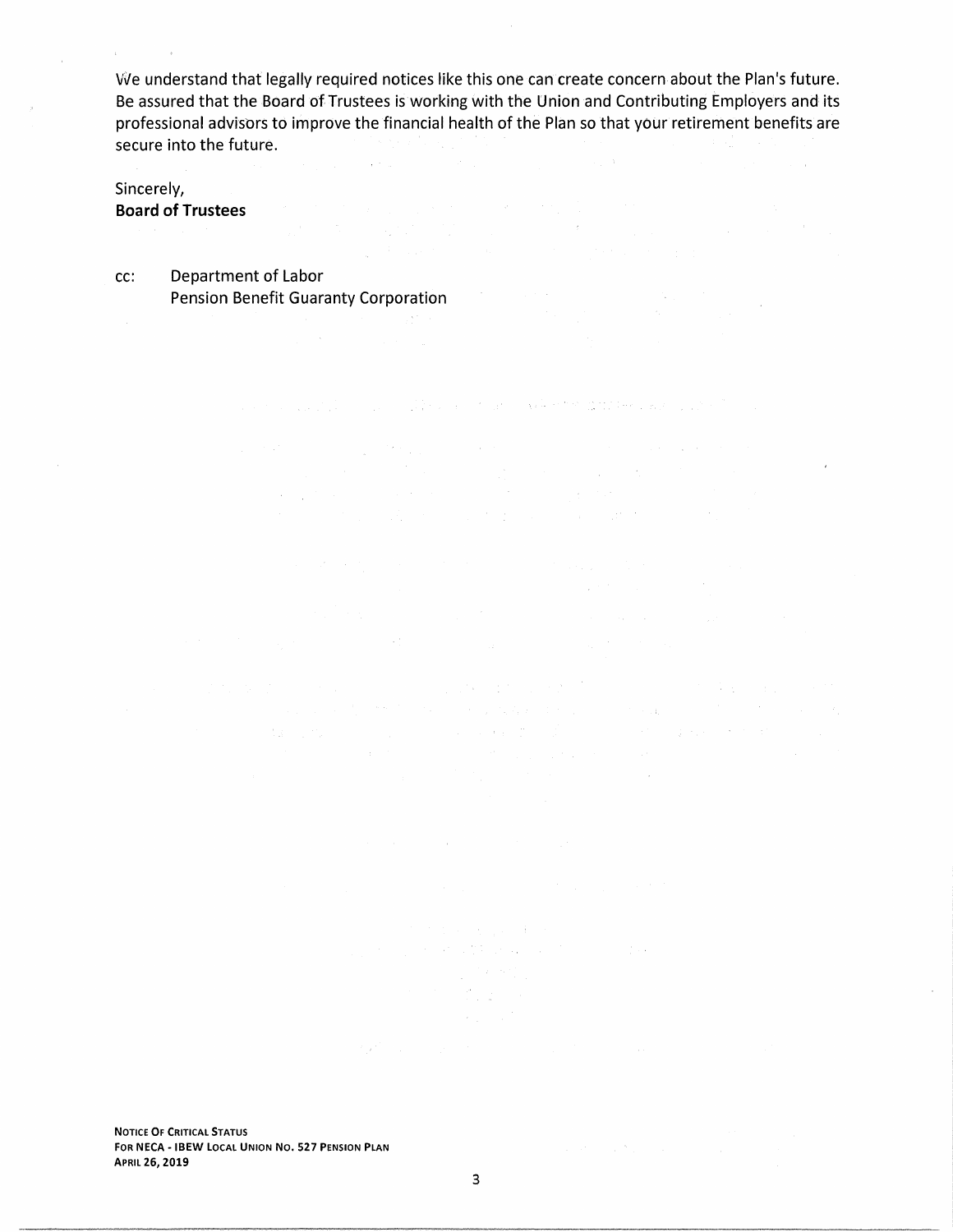We understand that legally required notices like this one can create concern about the Plan's future. Be assured that the Board of Trustees is working with the Union and Contributing Employers and its professional advisors to improve the financial health of the Plan so that your retirement benefits are secure into the future.

Sincerely,
**Board of Trustees**

cc: Department of Labor
Pension Benefit Guaranty Corporation